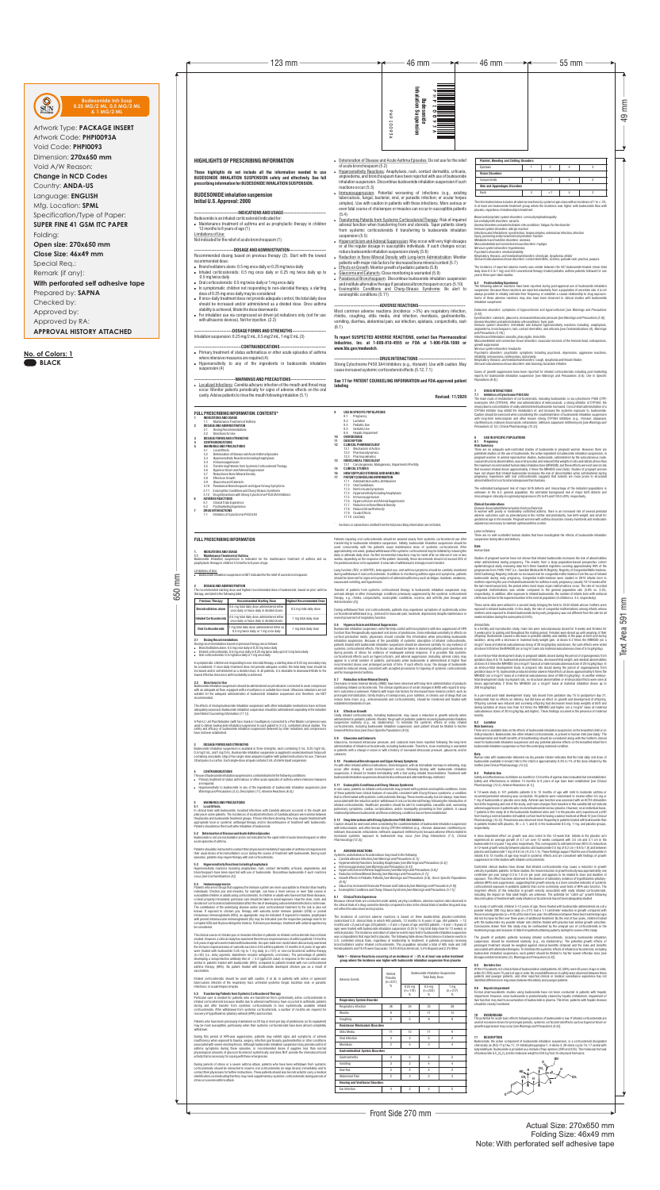**Budesonide Inh Susp 0.25 MG/2 ML, 0.5 MG/2 ML & 1 MG/2 ML**

Artwork Type: **PACKAGE INSERT**
Artwork Code: **PHPI0093A**
Void Code: **PHPI0093**
Dimension: **270x650 mm**
Void A/W Reason:
**Change in NCD Codes**
Country: **ANDA-US**
Language: **ENGLISH**
Mfg. Location: **SPML**
Specification/Type of Paper:
**SUPER FINE 41 GSM ITC PAPER**
Folding:
**Open size: 270x650 mm**
**Close Size: 46x49 mm**
Special Req.:
Remark (if any):
**With perforated self adhesive tape**
Prepared by: **SAPNA**
Checked by:
Approved by:
Approved by RA:
**APPROVAL HISTORY ATTACHED**

**No. of Colors: 1**
BLACK

123 mm — 46 mm — 46 mm — 55 mm

49 mm

650 mm

Text Area 591 mm

Front Side 270 mm

Actual Size: 270x650 mm
Folding Size: 46x49 mm
Note: With perforated self adhesive tape

Budesonide Inhalation Suspension

PHPI0093A

## HIGHLIGHTS OF PRESCRIBING INFORMATION

**These highlights do not include all the information needed to use BUDESONIDE INHALATION SUSPENSION safely and effectively. See full prescribing information for BUDESONIDE INHALATION SUSPENSION.**

**BUDESONIDE inhalation suspension**
**Initial U.S. Approval: 2000**

**---INDICATIONS AND USAGE---**

Budesonide is an inhaled corticosteroid indicated for:

- Maintenance treatment of asthma and as prophylactic therapy in children 12 months to 8 years of age (1)

Limitations of Use:
Not indicated for the relief of acute bronchospasm (1)

**---DOSAGE AND ADMINISTRATION---**

Recommended dosing based on previous therapy (2). Start with the lowest recommended dose:

- Bronchodilators alone: 0.5 mg once daily or 0.25 mg twice daily
- Inhaled corticosteroids: 0.5 mg once daily or 0.25 mg twice daily up to 0.5 mg twice daily
- Oral corticosteroids: 0.5 mg twice daily or 1 mg once daily
- In symptomatic children not responding to non-steroidal therapy, a starting dose of 0.25 mg once daily may be considered
- If once-daily treatment does not provide adequate control, the total daily dose should be increased and/or administered as a divided dose. Once asthma stability is achieved, titrate the dose downwards
- For inhalation use via compressed air driven jet nebulizers only (not for use with ultrasonic devices). Not for injection. (2.2)

**---DOSAGE FORMS AND STRENGTHS---**

Inhalation suspension: 0.25 mg/2 mL, 0.5 mg/2 mL, 1 mg/2 mL (3)

**---CONTRAINDICATIONS---**

- Primary treatment of status asthmaticus or other acute episodes of asthma where intensive measures are required (4)
- Hypersensitivity to any of the ingredients in budesonide inhalation suspension (4)

**---WARNINGS AND PRECAUTIONS---**

- Localized Infections: *Candida albicans* infection of the mouth and throat may occur. Monitor patients periodically for signs of adverse effects on the oral cavity. Advise patients to rinse the mouth following inhalation (5.1)
- Deterioration of Disease and Acute Asthma Episodes: Do not use for the relief of acute bronchospasm (5.2)
- Hypersensitivity Reactions: Anaphylaxis, rash, contact dermatitis, urticaria, angioedema, and bronchospasm have been reported with use of budesonide inhalation suspension. Discontinue budesonide inhalation suspension if such reactions occur (5.3)
- Immunosuppression: Potential worsening of infections (e.g., existing tuberculosis, fungal, bacterial, viral, or parasitic infection; or ocular herpes simplex). Use with caution in patients with these infections. More serious or even fatal course of chickenpox or measles can occur in susceptible patients (5.4)
- Transferring Patients from Systemic Corticosteroid Therapy: Risk of impaired adrenal function when transferring from oral steroids. Taper patients slowly from systemic corticosteroids if transferring to budesonide inhalation suspension (5.5)
- Hypercorticism and Adrenal Suppression: May occur with very high dosages or at the regular dosage in susceptible individuals. If such changes occur, reduce budesonide inhalation suspension slowly (5.6)
- Reduction in Bone Mineral Density with Long-term Administration: Monitor patients with major risk factors for decreased bone mineral content (5.7)
- Effects on Growth: Monitor growth of pediatric patients (5.8)
- Glaucoma and Cataracts: Close monitoring is warranted (5.9)
- Paradoxical Bronchospasm: Discontinue budesonide inhalation suspension and institute alternative therapy if paradoxical bronchospasm occurs (5.10)
- Eosinophilic Conditions and Churg-Strauss Syndrome: Be alert to eosinophilic conditions (5.11)

**---ADVERSE REACTIONS---**

Most common adverse reactions (incidence ≥3%) are respiratory infection, rhinitis, coughing, otitis media, viral infection, moniliasis, gastroenteritis, vomiting, diarrhea, abdominal pain, ear infection, epistaxis, conjunctivitis, rash (6.1)

**To report SUSPECTED ADVERSE REACTIONS, contact Sun Pharmaceutical Industries, Inc. at 1-800-818-4555 or FDA at 1-800-FDA-1088 or www.fda.gov/medwatch.**

**---DRUG INTERACTIONS---**

Strong Cytochrome P450 3A4 inhibitors (e.g., ritonavir): Use with caution. May cause increased systemic corticosteroid effects (5.12, 7.1)

**See 17 for PATIENT COUNSELING INFORMATION and FDA-approved patient labeling**

**Revised: 11/2020**

## FULL PRESCRIBING INFORMATION: CONTENTS*

1 INDICATIONS AND USAGE
 1.1 Maintenance Treatment of Asthma
2 DOSAGE AND ADMINISTRATION
 2.1 Dosing Recommendations
 2.2 Directions for Use
3 DOSAGE FORMS AND STRENGTHS
4 CONTRAINDICATIONS
5 WARNINGS AND PRECAUTIONS
 5.1 Local Effects
 5.2 Deterioration of Disease and Acute Asthma Episodes
 5.3 Hypersensitivity Reactions Including Anaphylaxis
 5.4 Immunosuppression
 5.5 Transferring Patients from Systemic Corticosteroid Therapy
 5.6 Hypercorticism and Adrenal Suppression
 5.7 Reduction in Bone Mineral Density
 5.8 Effects on Growth
 5.9 Glaucoma and Cataracts
 5.10 Paradoxical Bronchospasm and Upper Airway Symptoms
 5.11 Eosinophilic Conditions and Churg-Strauss Syndrome
 5.12 Drug Interactions with Strong Cytochrome P450 3A4 Inhibitors
6 ADVERSE REACTIONS
 6.1 Clinical Trials Experience
 6.2 Postmarketing Experience
7 DRUG INTERACTIONS
 7.1 Inhibitors of Cytochrome P450 3A4
8 USE IN SPECIFIC POPULATIONS
 8.1 Pregnancy
 8.2 Lactation
 8.4 Pediatric Use
 8.5 Geriatric Use
 8.6 Hepatic Impairment
10 OVERDOSAGE
11 DESCRIPTION
12 CLINICAL PHARMACOLOGY
 12.1 Mechanism of Action
 12.2 Pharmacodynamics
 12.3 Pharmacokinetics
13 NONCLINICAL TOXICOLOGY
 13.1 Carcinogenesis, Mutagenesis, Impairment of Fertility
14 CLINICAL STUDIES
16 HOW SUPPLIED/STORAGE AND HANDLING
17 PATIENT COUNSELING INFORMATION

*Sections or subsections omitted from the full prescribing information are not listed.

## FULL PRESCRIBING INFORMATION

### 1 INDICATIONS AND USAGE

#### 1.1 Maintenance Treatment of Asthma

Budesonide inhalation suspension is indicated for the maintenance treatment of asthma and as prophylactic therapy in children 12 months to 8 years of age.

Limitations of Use:

- Budesonide inhalation suspension is NOT indicated for the relief of acute bronchospasm.

### 2 DOSAGE AND ADMINISTRATION

The recommended starting dose and highest recommended dose of budesonide, based on prior asthma therapy, are listed in the following table.

| Previous Therapy | Recommended Starting Dose | Highest Recommended Dose |
|---|---|---|
| Bronchodilators alone | 0.5 mg total daily dose administered either once daily or twice daily in divided doses | 0.5 mg total daily dose |
| Inhaled Corticosteroids | 0.5 mg total daily dose administered either once daily or twice daily in divided doses | 1 mg total daily dose |
| Oral Corticosteroids | 1 mg total daily dose administered either as 0.5 mg twice daily or 1 mg once daily | 1 mg total daily dose |

#### 2.1 Dosing Recommendations

#### 2.2 Directions for Use

### 3 DOSAGE FORMS AND STRENGTHS

### 4 CONTRAINDICATIONS

### 5 WARNINGS AND PRECAUTIONS

#### 5.1 Local Effects

#### 5.2 Deterioration of Disease and Acute Asthma Episodes

#### 5.3 Hypersensitivity Reactions Including Anaphylaxis

#### 5.4 Immunosuppression

#### 5.5 Transferring Patients from Systemic Corticosteroid Therapy

#### 5.6 Hypercorticism and Adrenal Suppression

#### 5.7 Reduction in Bone Mineral Density

#### 5.8 Effects on Growth

#### 5.9 Glaucoma and Cataracts

#### 5.10 Paradoxical Bronchospasm and Upper Airway Symptoms

#### 5.11 Eosinophilic Conditions and Churg-Strauss Syndrome

#### 5.12 Drug Interactions with Strong Cytochrome P450 3A4 Inhibitors

### 6 ADVERSE REACTIONS

#### 6.1 Clinical Trials Experience

**Table 1 – Adverse Reactions occurring at an incidence of ≥3% in at least one active treatment group where the incidence was higher with budesonide inhalation suspension than placebo**

#### 6.2 Postmarketing Experience

### 7 DRUG INTERACTIONS

#### 7.1 Inhibitors of Cytochrome P450 3A4

### 8 USE IN SPECIFIC POPULATIONS

#### 8.1 Pregnancy

#### 8.2 Lactation

#### 8.4 Pediatric Use

#### 8.5 Geriatric Use

#### 8.6 Hepatic Impairment

### 10 OVERDOSAGE

### 11 DESCRIPTION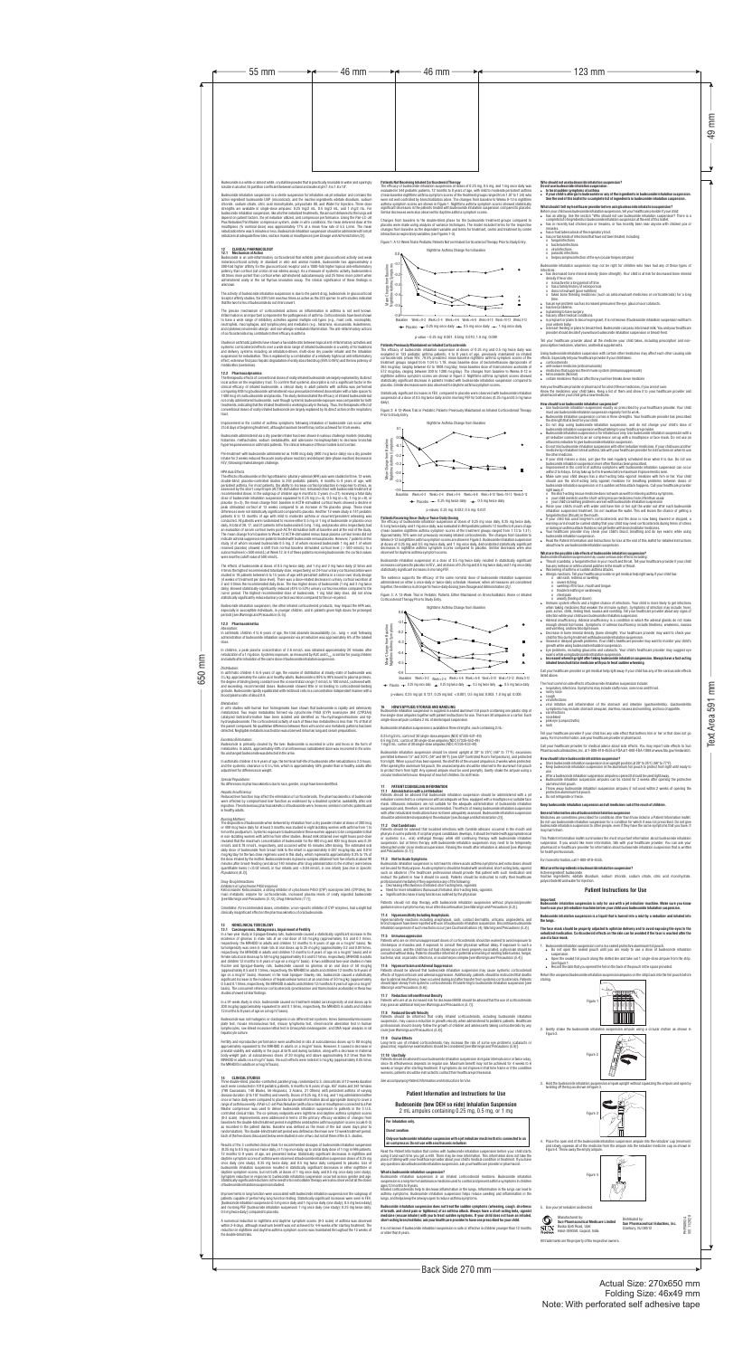55 mm

46 mm

46 mm

123 mm

49 mm

650 mm

Text Area 591 mm

## Patient Information and Instructions for Use

### Budesonide (bew DEH so nide) Inhalation Suspension

## Patient Instructions for Use

Back Side 270 mm

Actual Size: 270x650 mm
Folding Size: 46x49 mm
Note: With perforated self adhesive tape